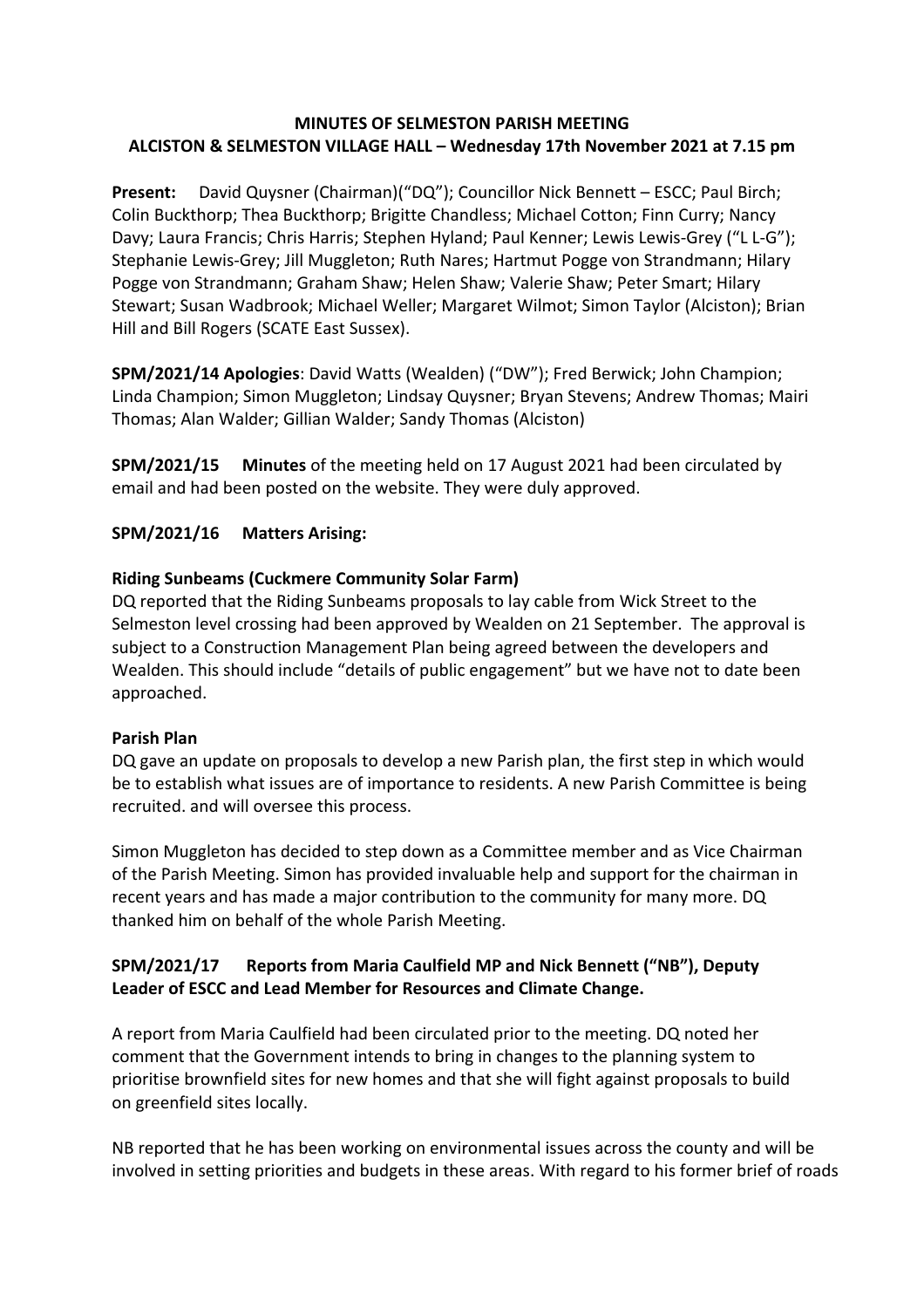**MINUTES OF SELMESTON PARISH MEETING**
**ALCISTON & SELMESTON VILLAGE HALL – Wednesday 17th November 2021 at 7.15 pm**

**Present:** David Quysner (Chairman)("DQ"); Councillor Nick Bennett – ESCC; Paul Birch; Colin Buckthorp; Thea Buckthorp; Brigitte Chandless; Michael Cotton; Finn Curry; Nancy Davy; Laura Francis; Chris Harris; Stephen Hyland; Paul Kenner; Lewis Lewis-Grey ("L L-G"); Stephanie Lewis-Grey; Jill Muggleton; Ruth Nares; Hartmut Pogge von Strandmann; Hilary Pogge von Strandmann; Graham Shaw; Helen Shaw; Valerie Shaw; Peter Smart; Hilary Stewart; Susan Wadbrook; Michael Weller; Margaret Wilmot; Simon Taylor (Alciston); Brian Hill and Bill Rogers (SCATE East Sussex).

**SPM/2021/14 Apologies**: David Watts (Wealden) ("DW"); Fred Berwick; John Champion; Linda Champion; Simon Muggleton; Lindsay Quysner; Bryan Stevens; Andrew Thomas; Mairi Thomas; Alan Walder; Gillian Walder; Sandy Thomas (Alciston)

**SPM/2021/15 Minutes** of the meeting held on 17 August 2021 had been circulated by email and had been posted on the website. They were duly approved.

**SPM/2021/16 Matters Arising:**

**Riding Sunbeams (Cuckmere Community Solar Farm)**

DQ reported that the Riding Sunbeams proposals to lay cable from Wick Street to the Selmeston level crossing had been approved by Wealden on 21 September. The approval is subject to a Construction Management Plan being agreed between the developers and Wealden. This should include "details of public engagement" but we have not to date been approached.

**Parish Plan**

DQ gave an update on proposals to develop a new Parish plan, the first step in which would be to establish what issues are of importance to residents. A new Parish Committee is being recruited. and will oversee this process.

Simon Muggleton has decided to step down as a Committee member and as Vice Chairman of the Parish Meeting. Simon has provided invaluable help and support for the chairman in recent years and has made a major contribution to the community for many more. DQ thanked him on behalf of the whole Parish Meeting.

**SPM/2021/17 Reports from Maria Caulfield MP and Nick Bennett ("NB"), Deputy Leader of ESCC and Lead Member for Resources and Climate Change.**

A report from Maria Caulfield had been circulated prior to the meeting. DQ noted her comment that the Government intends to bring in changes to the planning system to prioritise brownfield sites for new homes and that she will fight against proposals to build on greenfield sites locally.

NB reported that he has been working on environmental issues across the county and will be involved in setting priorities and budgets in these areas. With regard to his former brief of roads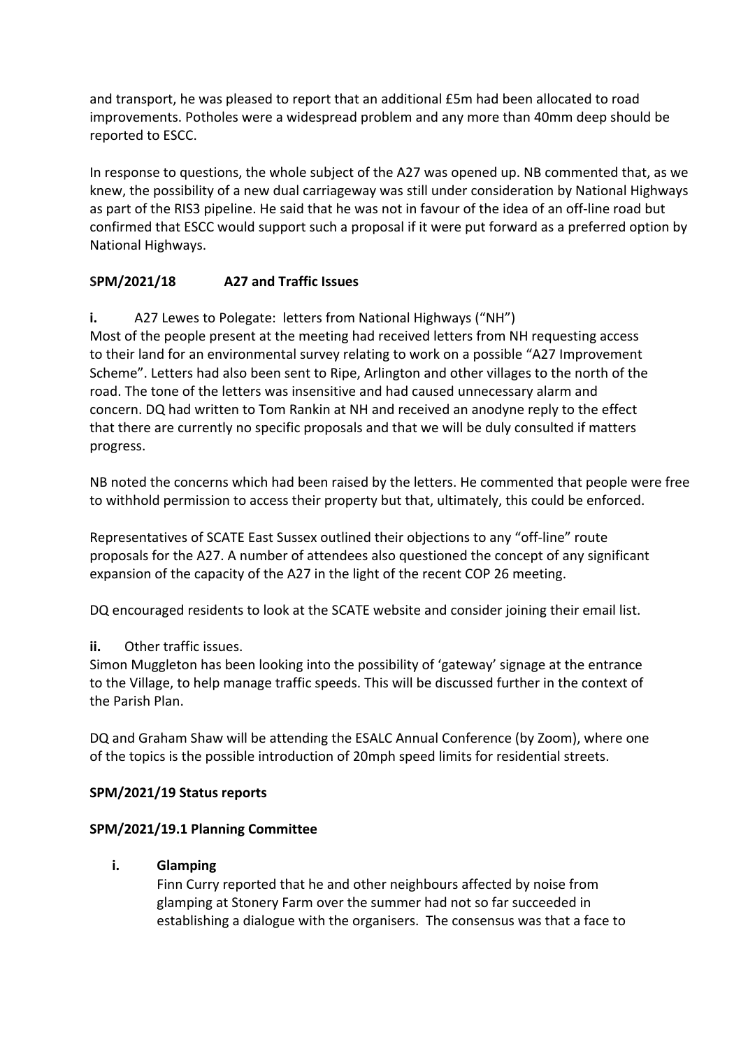and transport, he was pleased to report that an additional £5m had been allocated to road improvements. Potholes were a widespread problem and any more than 40mm deep should be reported to ESCC.

In response to questions, the whole subject of the A27 was opened up. NB commented that, as we knew, the possibility of a new dual carriageway was still under consideration by National Highways as part of the RIS3 pipeline. He said that he was not in favour of the idea of an off-line road but confirmed that ESCC would support such a proposal if it were put forward as a preferred option by National Highways.

**SPM/2021/18 A27 and Traffic Issues**

**i.** A27 Lewes to Polegate: letters from National Highways ("NH")

Most of the people present at the meeting had received letters from NH requesting access to their land for an environmental survey relating to work on a possible "A27 Improvement Scheme". Letters had also been sent to Ripe, Arlington and other villages to the north of the road. The tone of the letters was insensitive and had caused unnecessary alarm and concern. DQ had written to Tom Rankin at NH and received an anodyne reply to the effect that there are currently no specific proposals and that we will be duly consulted if matters progress.

NB noted the concerns which had been raised by the letters. He commented that people were free to withhold permission to access their property but that, ultimately, this could be enforced.

Representatives of SCATE East Sussex outlined their objections to any "off-line" route proposals for the A27. A number of attendees also questioned the concept of any significant expansion of the capacity of the A27 in the light of the recent COP 26 meeting.

DQ encouraged residents to look at the SCATE website and consider joining their email list.

**ii.** Other traffic issues.

Simon Muggleton has been looking into the possibility of 'gateway' signage at the entrance to the Village, to help manage traffic speeds. This will be discussed further in the context of the Parish Plan.

DQ and Graham Shaw will be attending the ESALC Annual Conference (by Zoom), where one of the topics is the possible introduction of 20mph speed limits for residential streets.

**SPM/2021/19 Status reports**

**SPM/2021/19.1 Planning Committee**

**i. Glamping**

Finn Curry reported that he and other neighbours affected by noise from glamping at Stonery Farm over the summer had not so far succeeded in establishing a dialogue with the organisers. The consensus was that a face to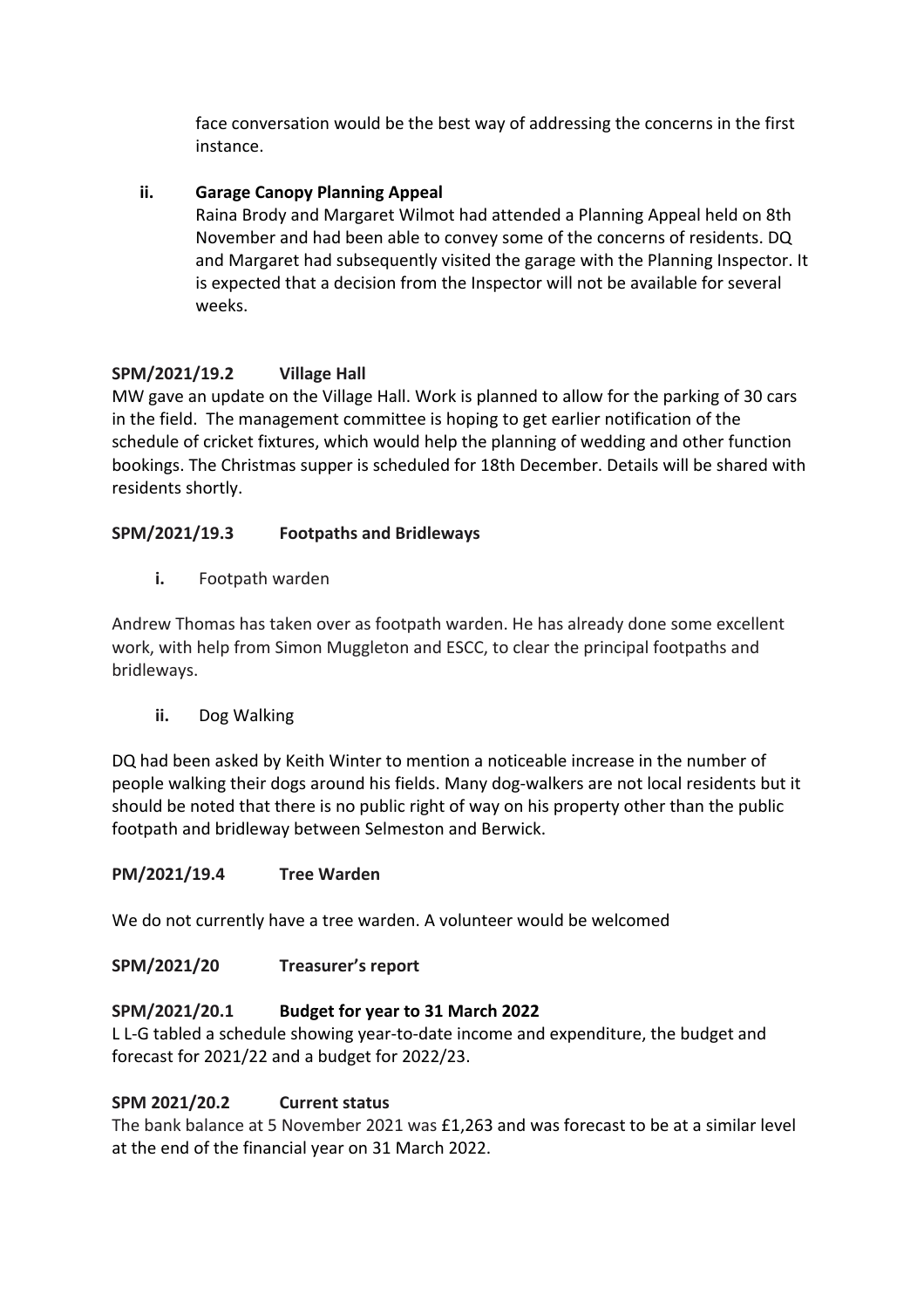face conversation would be the best way of addressing the concerns in the first instance.

**ii. Garage Canopy Planning Appeal**

Raina Brody and Margaret Wilmot had attended a Planning Appeal held on 8th November and had been able to convey some of the concerns of residents. DQ and Margaret had subsequently visited the garage with the Planning Inspector. It is expected that a decision from the Inspector will not be available for several weeks.

**SPM/2021/19.2 Village Hall**

MW gave an update on the Village Hall. Work is planned to allow for the parking of 30 cars in the field. The management committee is hoping to get earlier notification of the schedule of cricket fixtures, which would help the planning of wedding and other function bookings. The Christmas supper is scheduled for 18th December. Details will be shared with residents shortly.

**SPM/2021/19.3 Footpaths and Bridleways**

**i.** Footpath warden

Andrew Thomas has taken over as footpath warden. He has already done some excellent work, with help from Simon Muggleton and ESCC, to clear the principal footpaths and bridleways.

**ii.** Dog Walking

DQ had been asked by Keith Winter to mention a noticeable increase in the number of people walking their dogs around his fields. Many dog-walkers are not local residents but it should be noted that there is no public right of way on his property other than the public footpath and bridleway between Selmeston and Berwick.

**PM/2021/19.4 Tree Warden**

We do not currently have a tree warden. A volunteer would be welcomed

**SPM/2021/20 Treasurer's report**

**SPM/2021/20.1 Budget for year to 31 March 2022**

L L-G tabled a schedule showing year-to-date income and expenditure, the budget and forecast for 2021/22 and a budget for 2022/23.

**SPM 2021/20.2 Current status**

The bank balance at 5 November 2021 was £1,263 and was forecast to be at a similar level at the end of the financial year on 31 March 2022.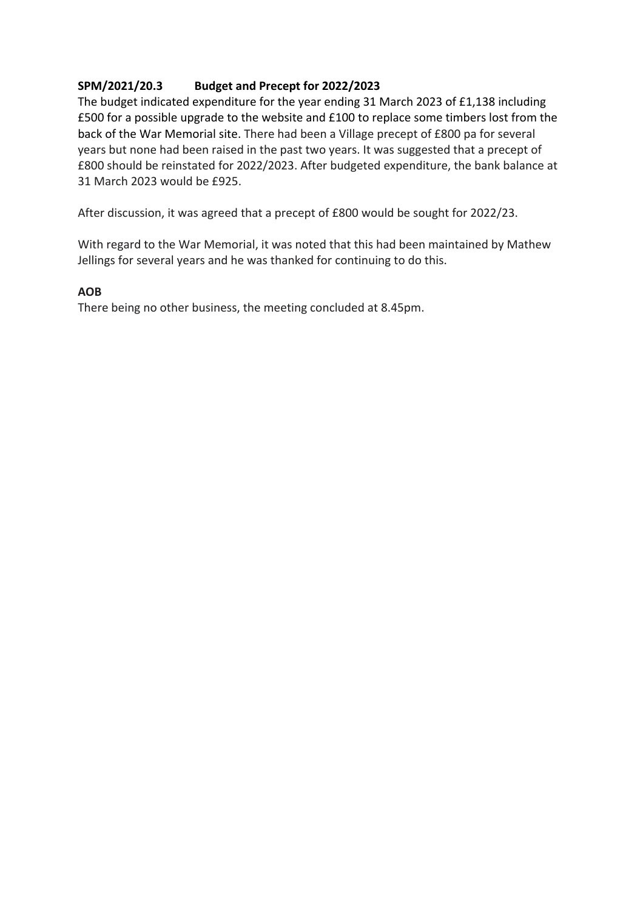**SPM/2021/20.3 Budget and Precept for 2022/2023**

The budget indicated expenditure for the year ending 31 March 2023 of £1,138 including £500 for a possible upgrade to the website and £100 to replace some timbers lost from the back of the War Memorial site. There had been a Village precept of £800 pa for several years but none had been raised in the past two years. It was suggested that a precept of £800 should be reinstated for 2022/2023. After budgeted expenditure, the bank balance at 31 March 2023 would be £925.

After discussion, it was agreed that a precept of £800 would be sought for 2022/23.

With regard to the War Memorial, it was noted that this had been maintained by Mathew Jellings for several years and he was thanked for continuing to do this.

**AOB**

There being no other business, the meeting concluded at 8.45pm.